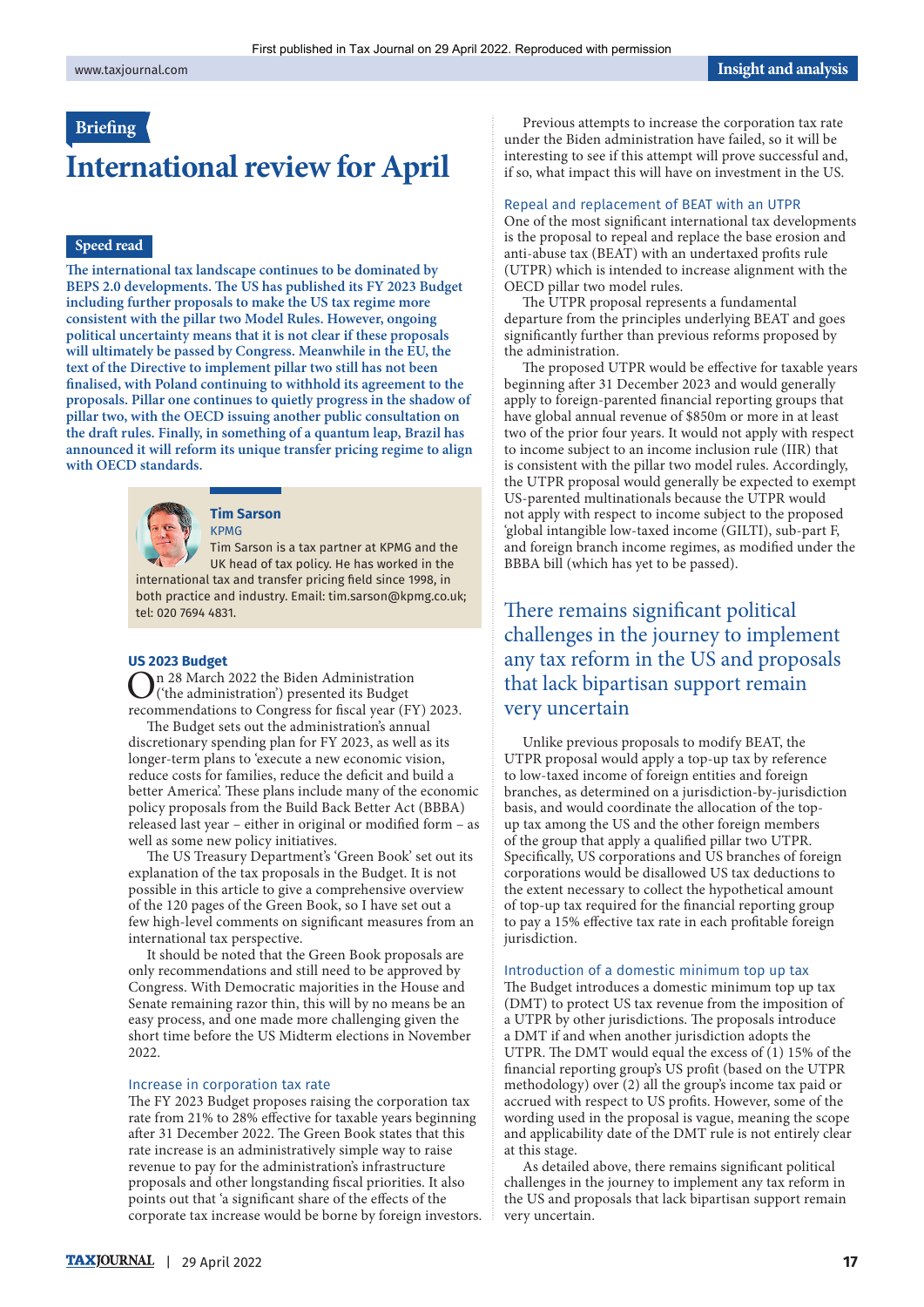First published in Tax Journal on 29 April 2022. Reproduced with permission

Insight and analysis

Briefing

# International review for April

## Speed read

**The international tax landscape continues to be dominated by BEPS 2.0 developments. The US has published its FY 2023 Budget including further proposals to make the US tax regime more consistent with the pillar two Model Rules. However, ongoing political uncertainty means that it is not clear if these proposals will ultimately be passed by Congress. Meanwhile in the EU, the text of the Directive to implement pillar two still has not been finalised, with Poland continuing to withhold its agreement to the proposals. Pillar one continues to quietly progress in the shadow of pillar two, with the OECD issuing another public consultation on the draft rules. Finally, in something of a quantum leap, Brazil has announced it will reform its unique transfer pricing regime to align with OECD standards.**

**Tim Sarson**
KPMG
Tim Sarson is a tax partner at KPMG and the UK head of tax policy. He has worked in the international tax and transfer pricing field since 1998, in both practice and industry. Email: tim.sarson@kpmg.co.uk; tel: 020 7694 4831.

## US 2023 Budget

On 28 March 2022 the Biden Administration ('the administration') presented its Budget recommendations to Congress for fiscal year (FY) 2023.

The Budget sets out the administration's annual discretionary spending plan for FY 2023, as well as its longer-term plans to 'execute a new economic vision, reduce costs for families, reduce the deficit and build a better America'. These plans include many of the economic policy proposals from the Build Back Better Act (BBBA) released last year – either in original or modified form – as well as some new policy initiatives.

The US Treasury Department's 'Green Book' set out its explanation of the tax proposals in the Budget. It is not possible in this article to give a comprehensive overview of the 120 pages of the Green Book, so I have set out a few high-level comments on significant measures from an international tax perspective.

It should be noted that the Green Book proposals are only recommendations and still need to be approved by Congress. With Democratic majorities in the House and Senate remaining razor thin, this will by no means be an easy process, and one made more challenging given the short time before the US Midterm elections in November 2022.

### Increase in corporation tax rate

The FY 2023 Budget proposes raising the corporation tax rate from 21% to 28% effective for taxable years beginning after 31 December 2022. The Green Book states that this rate increase is an administratively simple way to raise revenue to pay for the administration's infrastructure proposals and other longstanding fiscal priorities. It also points out that 'a significant share of the effects of the corporate tax increase would be borne by foreign investors.

Previous attempts to increase the corporation tax rate under the Biden administration have failed, so it will be interesting to see if this attempt will prove successful and, if so, what impact this will have on investment in the US.

### Repeal and replacement of BEAT with an UTPR

One of the most significant international tax developments is the proposal to repeal and replace the base erosion and anti-abuse tax (BEAT) with an undertaxed profits rule (UTPR) which is intended to increase alignment with the OECD pillar two model rules.

The UTPR proposal represents a fundamental departure from the principles underlying BEAT and goes significantly further than previous reforms proposed by the administration.

The proposed UTPR would be effective for taxable years beginning after 31 December 2023 and would generally apply to foreign-parented financial reporting groups that have global annual revenue of $850m or more in at least two of the prior four years. It would not apply with respect to income subject to an income inclusion rule (IIR) that is consistent with the pillar two model rules. Accordingly, the UTPR proposal would generally be expected to exempt US-parented multinationals because the UTPR would not apply with respect to income subject to the proposed 'global intangible low-taxed income (GILTI), sub-part F, and foreign branch income regimes, as modified under the BBBA bill (which has yet to be passed).

> There remains significant political challenges in the journey to implement any tax reform in the US and proposals that lack bipartisan support remain very uncertain

Unlike previous proposals to modify BEAT, the UTPR proposal would apply a top-up tax by reference to low-taxed income of foreign entities and foreign branches, as determined on a jurisdiction-by-jurisdiction basis, and would coordinate the allocation of the top-up tax among the US and the other foreign members of the group that apply a qualified pillar two UTPR. Specifically, US corporations and US branches of foreign corporations would be disallowed US tax deductions to the extent necessary to collect the hypothetical amount of top-up tax required for the financial reporting group to pay a 15% effective tax rate in each profitable foreign jurisdiction.

### Introduction of a domestic minimum top up tax

The Budget introduces a domestic minimum top up tax (DMT) to protect US tax revenue from the imposition of a UTPR by other jurisdictions. The proposals introduce a DMT if and when another jurisdiction adopts the UTPR. The DMT would equal the excess of (1) 15% of the financial reporting group's US profit (based on the UTPR methodology) over (2) all the group's income tax paid or accrued with respect to US profits. However, some of the wording used in the proposal is vague, meaning the scope and applicability date of the DMT rule is not entirely clear at this stage.

As detailed above, there remains significant political challenges in the journey to implement any tax reform in the US and proposals that lack bipartisan support remain very uncertain.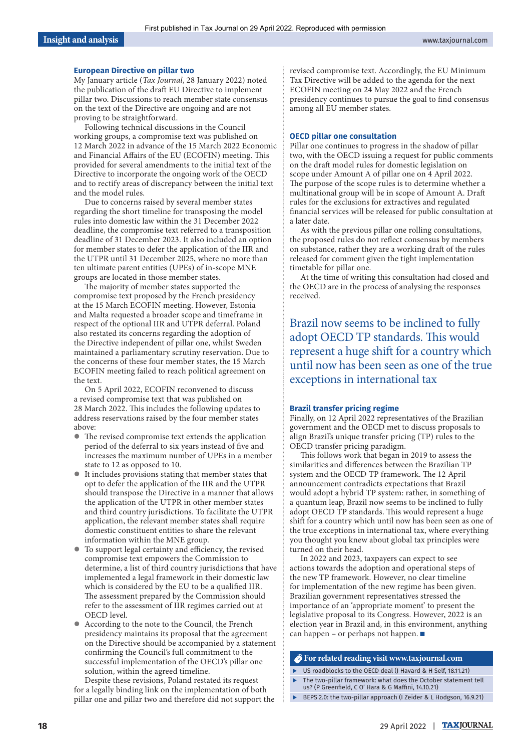First published in Tax Journal on 29 April 2022. Reproduced with permission

### European Directive on pillar two

My January article (*Tax Journal*, 28 January 2022) noted the publication of the draft EU Directive to implement pillar two. Discussions to reach member state consensus on the text of the Directive are ongoing and are not proving to be straightforward.

Following technical discussions in the Council working groups, a compromise text was published on 12 March 2022 in advance of the 15 March 2022 Economic and Financial Affairs of the EU (ECOFIN) meeting. This provided for several amendments to the initial text of the Directive to incorporate the ongoing work of the OECD and to rectify areas of discrepancy between the initial text and the model rules.

Due to concerns raised by several member states regarding the short timeline for transposing the model rules into domestic law within the 31 December 2022 deadline, the compromise text referred to a transposition deadline of 31 December 2023. It also included an option for member states to defer the application of the IIR and the UTPR until 31 December 2025, where no more than ten ultimate parent entities (UPEs) of in-scope MNE groups are located in those member states.

The majority of member states supported the compromise text proposed by the French presidency at the 15 March ECOFIN meeting. However, Estonia and Malta requested a broader scope and timeframe in respect of the optional IIR and UTPR deferral. Poland also restated its concerns regarding the adoption of the Directive independent of pillar one, whilst Sweden maintained a parliamentary scrutiny reservation. Due to the concerns of these four member states, the 15 March ECOFIN meeting failed to reach political agreement on the text.

On 5 April 2022, ECOFIN reconvened to discuss a revised compromise text that was published on 28 March 2022. This includes the following updates to address reservations raised by the four member states above:

- The revised compromise text extends the application period of the deferral to six years instead of five and increases the maximum number of UPEs in a member state to 12 as opposed to 10.
- It includes provisions stating that member states that opt to defer the application of the IIR and the UTPR should transpose the Directive in a manner that allows the application of the UTPR in other member states and third country jurisdictions. To facilitate the UTPR application, the relevant member states shall require domestic constituent entities to share the relevant information within the MNE group.
- To support legal certainty and efficiency, the revised compromise text empowers the Commission to determine, a list of third country jurisdictions that have implemented a legal framework in their domestic law which is considered by the EU to be a qualified IIR. The assessment prepared by the Commission should refer to the assessment of IIR regimes carried out at OECD level.
- According to the note to the Council, the French presidency maintains its proposal that the agreement on the Directive should be accompanied by a statement confirming the Council's full commitment to the successful implementation of the OECD's pillar one solution, within the agreed timeline.

Despite these revisions, Poland restated its request for a legally binding link on the implementation of both pillar one and pillar two and therefore did not support the revised compromise text. Accordingly, the EU Minimum Tax Directive will be added to the agenda for the next ECOFIN meeting on 24 May 2022 and the French presidency continues to pursue the goal to find consensus among all EU member states.

### OECD pillar one consultation

Pillar one continues to progress in the shadow of pillar two, with the OECD issuing a request for public comments on the draft model rules for domestic legislation on scope under Amount A of pillar one on 4 April 2022. The purpose of the scope rules is to determine whether a multinational group will be in scope of Amount A. Draft rules for the exclusions for extractives and regulated financial services will be released for public consultation at a later date.

As with the previous pillar one rolling consultations, the proposed rules do not reflect consensus by members on substance, rather they are a working draft of the rules released for comment given the tight implementation timetable for pillar one.

At the time of writing this consultation had closed and the OECD are in the process of analysing the responses received.

> Brazil now seems to be inclined to fully adopt OECD TP standards. This would represent a huge shift for a country which until now has been seen as one of the true exceptions in international tax

### Brazil transfer pricing regime

Finally, on 12 April 2022 representatives of the Brazilian government and the OECD met to discuss proposals to align Brazil's unique transfer pricing (TP) rules to the OECD transfer pricing paradigm.

This follows work that began in 2019 to assess the similarities and differences between the Brazilian TP system and the OECD TP framework. The 12 April announcement contradicts expectations that Brazil would adopt a hybrid TP system: rather, in something of a quantum leap, Brazil now seems to be inclined to fully adopt OECD TP standards. This would represent a huge shift for a country which until now has been seen as one of the true exceptions in international tax, where everything you thought you knew about global tax principles were turned on their head.

In 2022 and 2023, taxpayers can expect to see actions towards the adoption and operational steps of the new TP framework. However, no clear timeline for implementation of the new regime has been given. Brazilian government representatives stressed the importance of an 'appropriate moment' to present the legislative proposal to its Congress. However, 2022 is an election year in Brazil and, in this environment, anything can happen – or perhaps not happen. ■

**For related reading visit www.taxjournal.com**

- US roadblocks to the OECD deal (J Havard & H Self, 18.11.21)
- The two-pillar framework: what does the October statement tell us? (P Greenfield, C O' Hara & G Maffini, 14.10.21)
- BEPS 2.0: the two-pillar approach (I Zeider & L Hodgson, 16.9.21)